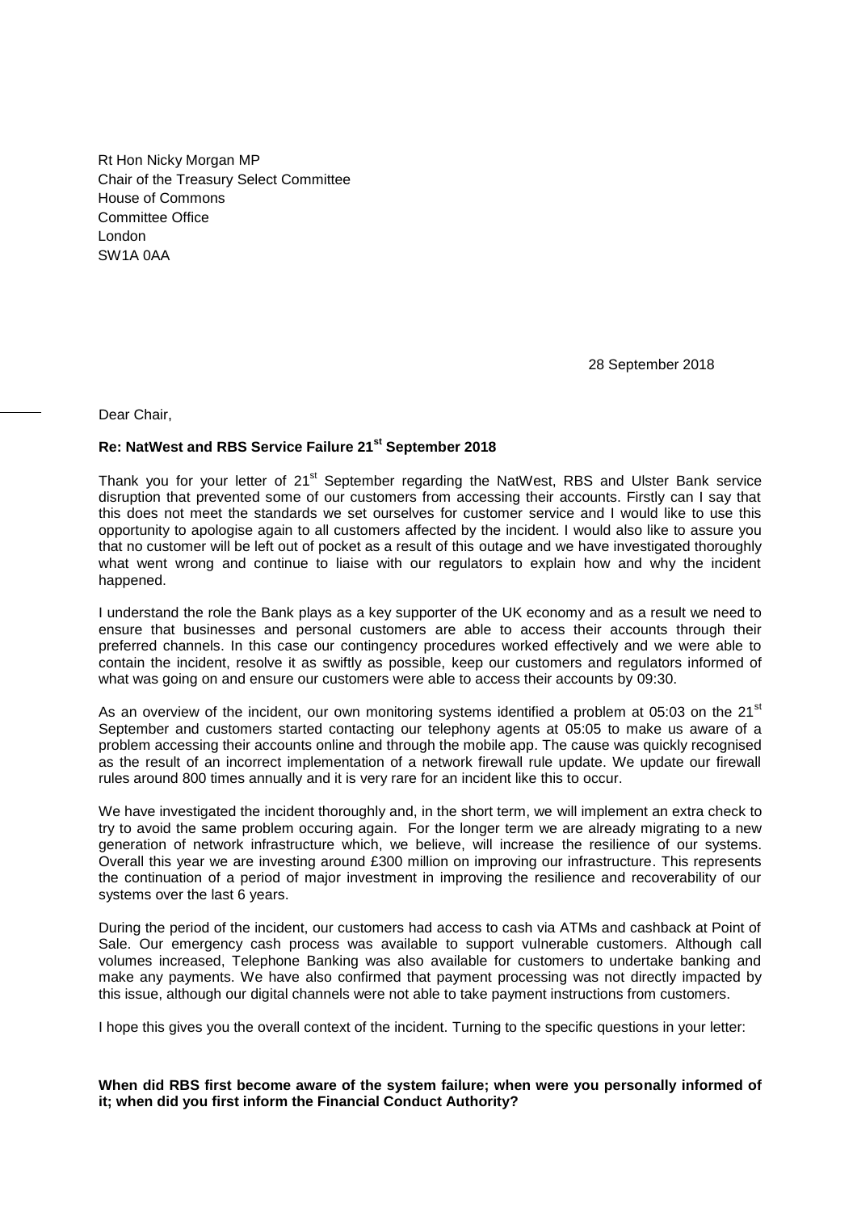Rt Hon Nicky Morgan MP
Chair of the Treasury Select Committee
House of Commons
Committee Office
London
SW1A 0AA

28 September 2018

Dear Chair,

**Re: NatWest and RBS Service Failure 21st September 2018**

Thank you for your letter of 21st September regarding the NatWest, RBS and Ulster Bank service disruption that prevented some of our customers from accessing their accounts. Firstly can I say that this does not meet the standards we set ourselves for customer service and I would like to use this opportunity to apologise again to all customers affected by the incident. I would also like to assure you that no customer will be left out of pocket as a result of this outage and we have investigated thoroughly what went wrong and continue to liaise with our regulators to explain how and why the incident happened.

I understand the role the Bank plays as a key supporter of the UK economy and as a result we need to ensure that businesses and personal customers are able to access their accounts through their preferred channels. In this case our contingency procedures worked effectively and we were able to contain the incident, resolve it as swiftly as possible, keep our customers and regulators informed of what was going on and ensure our customers were able to access their accounts by 09:30.

As an overview of the incident, our own monitoring systems identified a problem at 05:03 on the 21st September and customers started contacting our telephony agents at 05:05 to make us aware of a problem accessing their accounts online and through the mobile app. The cause was quickly recognised as the result of an incorrect implementation of a network firewall rule update. We update our firewall rules around 800 times annually and it is very rare for an incident like this to occur.

We have investigated the incident thoroughly and, in the short term, we will implement an extra check to try to avoid the same problem occuring again. For the longer term we are already migrating to a new generation of network infrastructure which, we believe, will increase the resilience of our systems. Overall this year we are investing around £300 million on improving our infrastructure. This represents the continuation of a period of major investment in improving the resilience and recoverability of our systems over the last 6 years.

During the period of the incident, our customers had access to cash via ATMs and cashback at Point of Sale. Our emergency cash process was available to support vulnerable customers. Although call volumes increased, Telephone Banking was also available for customers to undertake banking and make any payments. We have also confirmed that payment processing was not directly impacted by this issue, although our digital channels were not able to take payment instructions from customers.

I hope this gives you the overall context of the incident. Turning to the specific questions in your letter:

**When did RBS first become aware of the system failure; when were you personally informed of it; when did you first inform the Financial Conduct Authority?**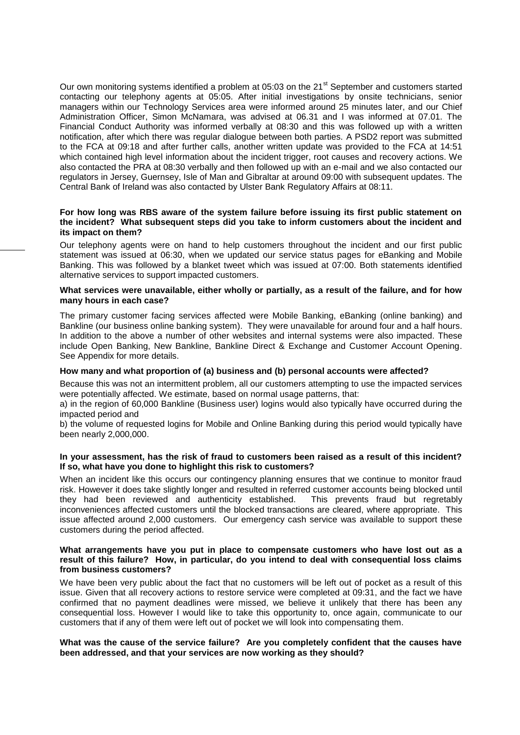Our own monitoring systems identified a problem at 05:03 on the 21[st] September and customers started contacting our telephony agents at 05:05. After initial investigations by onsite technicians, senior managers within our Technology Services area were informed around 25 minutes later, and our Chief Administration Officer, Simon McNamara, was advised at 06.31 and I was informed at 07.01. The Financial Conduct Authority was informed verbally at 08:30 and this was followed up with a written notification, after which there was regular dialogue between both parties. A PSD2 report was submitted to the FCA at 09:18 and after further calls, another written update was provided to the FCA at 14:51 which contained high level information about the incident trigger, root causes and recovery actions. We also contacted the PRA at 08:30 verbally and then followed up with an e-mail and we also contacted our regulators in Jersey, Guernsey, Isle of Man and Gibraltar at around 09:00 with subsequent updates. The Central Bank of Ireland was also contacted by Ulster Bank Regulatory Affairs at 08:11.

**For how long was RBS aware of the system failure before issuing its first public statement on the incident? What subsequent steps did you take to inform customers about the incident and its impact on them?**

Our telephony agents were on hand to help customers throughout the incident and our first public statement was issued at 06:30, when we updated our service status pages for eBanking and Mobile Banking. This was followed by a blanket tweet which was issued at 07:00. Both statements identified alternative services to support impacted customers.

**What services were unavailable, either wholly or partially, as a result of the failure, and for how many hours in each case?**

The primary customer facing services affected were Mobile Banking, eBanking (online banking) and Bankline (our business online banking system). They were unavailable for around four and a half hours. In addition to the above a number of other websites and internal systems were also impacted. These include Open Banking, New Bankline, Bankline Direct & Exchange and Customer Account Opening. See Appendix for more details.

**How many and what proportion of (a) business and (b) personal accounts were affected?**

Because this was not an intermittent problem, all our customers attempting to use the impacted services were potentially affected. We estimate, based on normal usage patterns, that:

a) in the region of 60,000 Bankline (Business user) logins would also typically have occurred during the impacted period and

b) the volume of requested logins for Mobile and Online Banking during this period would typically have been nearly 2,000,000.

**In your assessment, has the risk of fraud to customers been raised as a result of this incident? If so, what have you done to highlight this risk to customers?**

When an incident like this occurs our contingency planning ensures that we continue to monitor fraud risk. However it does take slightly longer and resulted in referred customer accounts being blocked until they had been reviewed and authenticity established. This prevents fraud but regretably inconveniences affected customers until the blocked transactions are cleared, where appropriate. This issue affected around 2,000 customers. Our emergency cash service was available to support these customers during the period affected.

**What arrangements have you put in place to compensate customers who have lost out as a result of this failure? How, in particular, do you intend to deal with consequential loss claims from business customers?**

We have been very public about the fact that no customers will be left out of pocket as a result of this issue. Given that all recovery actions to restore service were completed at 09:31, and the fact we have confirmed that no payment deadlines were missed, we believe it unlikely that there has been any consequential loss. However I would like to take this opportunity to, once again, communicate to our customers that if any of them were left out of pocket we will look into compensating them.

**What was the cause of the service failure? Are you completely confident that the causes have been addressed, and that your services are now working as they should?**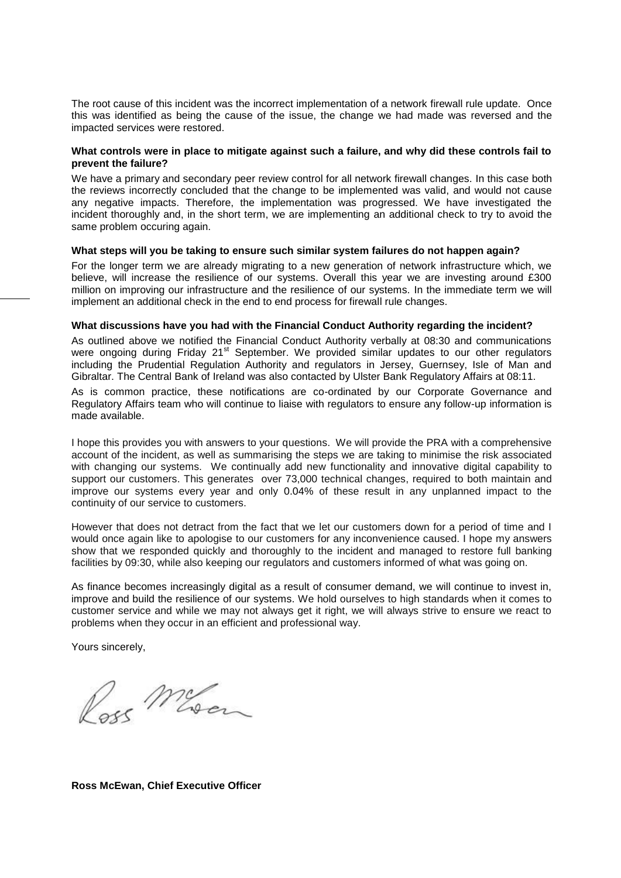The root cause of this incident was the incorrect implementation of a network firewall rule update. Once this was identified as being the cause of the issue, the change we had made was reversed and the impacted services were restored.

**What controls were in place to mitigate against such a failure, and why did these controls fail to prevent the failure?**

We have a primary and secondary peer review control for all network firewall changes. In this case both the reviews incorrectly concluded that the change to be implemented was valid, and would not cause any negative impacts. Therefore, the implementation was progressed. We have investigated the incident thoroughly and, in the short term, we are implementing an additional check to try to avoid the same problem occuring again.

**What steps will you be taking to ensure such similar system failures do not happen again?**

For the longer term we are already migrating to a new generation of network infrastructure which, we believe, will increase the resilience of our systems. Overall this year we are investing around £300 million on improving our infrastructure and the resilience of our systems. In the immediate term we will implement an additional check in the end to end process for firewall rule changes.

**What discussions have you had with the Financial Conduct Authority regarding the incident?**

As outlined above we notified the Financial Conduct Authority verbally at 08:30 and communications were ongoing during Friday 21st September. We provided similar updates to our other regulators including the Prudential Regulation Authority and regulators in Jersey, Guernsey, Isle of Man and Gibraltar. The Central Bank of Ireland was also contacted by Ulster Bank Regulatory Affairs at 08:11.

As is common practice, these notifications are co-ordinated by our Corporate Governance and Regulatory Affairs team who will continue to liaise with regulators to ensure any follow-up information is made available.

I hope this provides you with answers to your questions. We will provide the PRA with a comprehensive account of the incident, as well as summarising the steps we are taking to minimise the risk associated with changing our systems. We continually add new functionality and innovative digital capability to support our customers. This generates over 73,000 technical changes, required to both maintain and improve our systems every year and only 0.04% of these result in any unplanned impact to the continuity of our service to customers.

However that does not detract from the fact that we let our customers down for a period of time and I would once again like to apologise to our customers for any inconvenience caused. I hope my answers show that we responded quickly and thoroughly to the incident and managed to restore full banking facilities by 09:30, while also keeping our regulators and customers informed of what was going on.

As finance becomes increasingly digital as a result of consumer demand, we will continue to invest in, improve and build the resilience of our systems. We hold ourselves to high standards when it comes to customer service and while we may not always get it right, we will always strive to ensure we react to problems when they occur in an efficient and professional way.

Yours sincerely,

Ross McEwan

**Ross McEwan, Chief Executive Officer**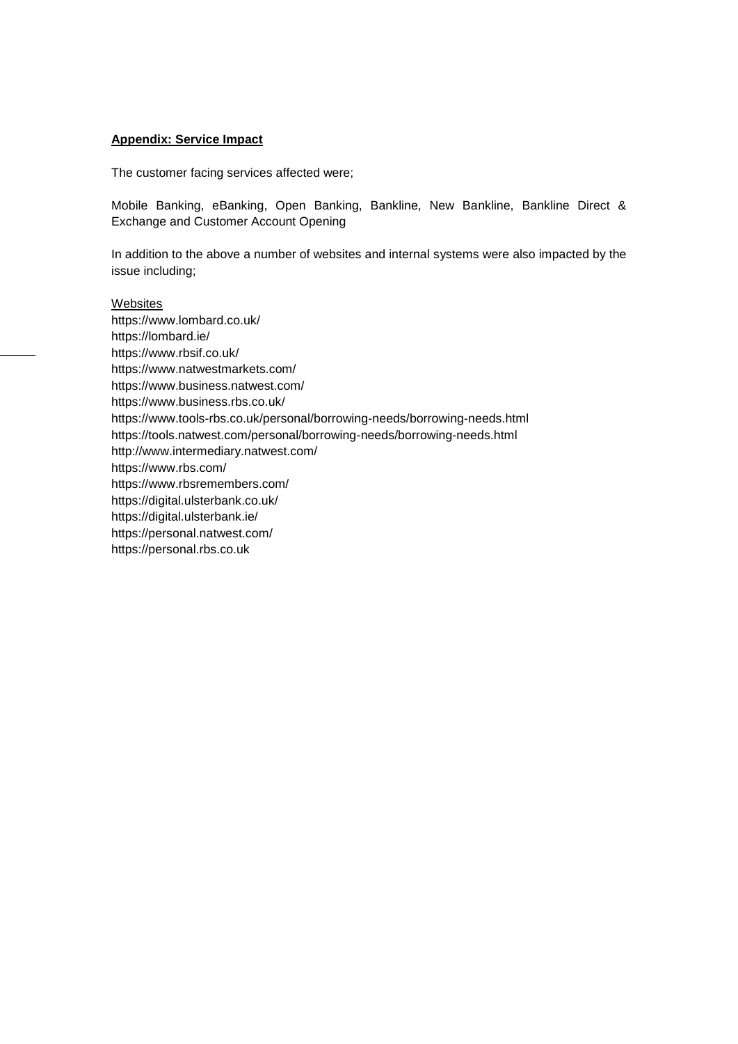**Appendix: Service Impact**

The customer facing services affected were;

Mobile Banking, eBanking, Open Banking, Bankline, New Bankline, Bankline Direct & Exchange and Customer Account Opening

In addition to the above a number of websites and internal systems were also impacted by the issue including;

Websites

https://www.lombard.co.uk/
https://lombard.ie/
https://www.rbsif.co.uk/
https://www.natwestmarkets.com/
https://www.business.natwest.com/
https://www.business.rbs.co.uk/
https://www.tools-rbs.co.uk/personal/borrowing-needs/borrowing-needs.html
https://tools.natwest.com/personal/borrowing-needs/borrowing-needs.html
http://www.intermediary.natwest.com/
https://www.rbs.com/
https://www.rbsremembers.com/
https://digital.ulsterbank.co.uk/
https://digital.ulsterbank.ie/
https://personal.natwest.com/
https://personal.rbs.co.uk